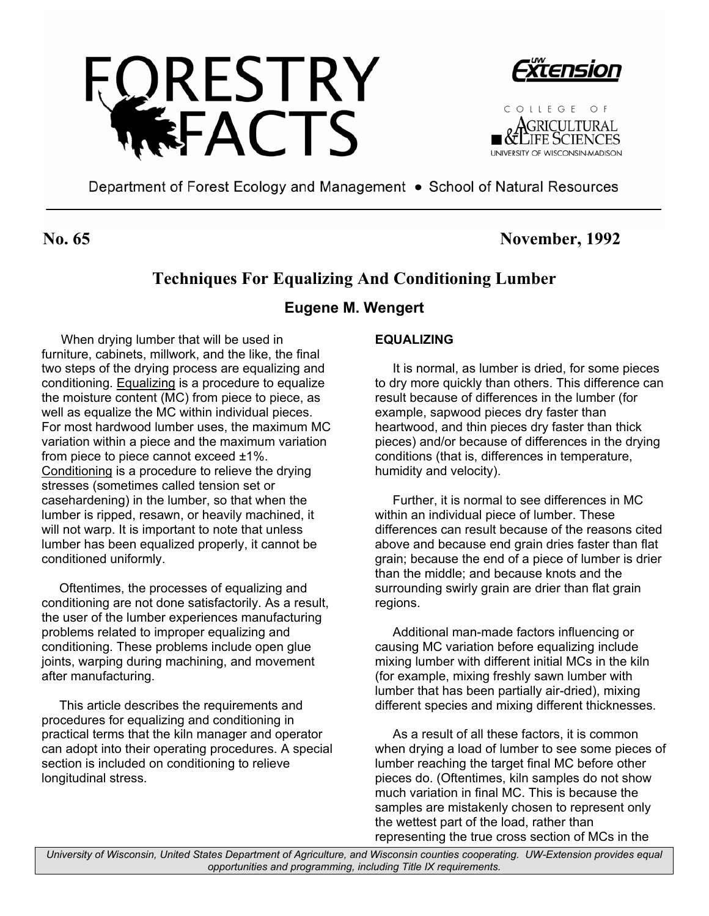# FORESTRY FACTS

UW Extension

COLLEGE OF AGRICULTURAL & LIFE SCIENCES
UNIVERSITY OF WISCONSIN-MADISON

Department of Forest Ecology and Management • School of Natural Resources

**No. 65** **November, 1992**

## Techniques For Equalizing And Conditioning Lumber

### Eugene M. Wengert

When drying lumber that will be used in furniture, cabinets, millwork, and the like, the final two steps of the drying process are equalizing and conditioning. Equalizing is a procedure to equalize the moisture content (MC) from piece to piece, as well as equalize the MC within individual pieces. For most hardwood lumber uses, the maximum MC variation within a piece and the maximum variation from piece to piece cannot exceed ±1%. Conditioning is a procedure to relieve the drying stresses (sometimes called tension set or casehardening) in the lumber, so that when the lumber is ripped, resawn, or heavily machined, it will not warp. It is important to note that unless lumber has been equalized properly, it cannot be conditioned uniformly.

Oftentimes, the processes of equalizing and conditioning are not done satisfactorily. As a result, the user of the lumber experiences manufacturing problems related to improper equalizing and conditioning. These problems include open glue joints, warping during machining, and movement after manufacturing.

This article describes the requirements and procedures for equalizing and conditioning in practical terms that the kiln manager and operator can adopt into their operating procedures. A special section is included on conditioning to relieve longitudinal stress.

#### EQUALIZING

It is normal, as lumber is dried, for some pieces to dry more quickly than others. This difference can result because of differences in the lumber (for example, sapwood pieces dry faster than heartwood, and thin pieces dry faster than thick pieces) and/or because of differences in the drying conditions (that is, differences in temperature, humidity and velocity).

Further, it is normal to see differences in MC within an individual piece of lumber. These differences can result because of the reasons cited above and because end grain dries faster than flat grain; because the end of a piece of lumber is drier than the middle; and because knots and the surrounding swirly grain are drier than flat grain regions.

Additional man-made factors influencing or causing MC variation before equalizing include mixing lumber with different initial MCs in the kiln (for example, mixing freshly sawn lumber with lumber that has been partially air-dried), mixing different species and mixing different thicknesses.

As a result of all these factors, it is common when drying a load of lumber to see some pieces of lumber reaching the target final MC before other pieces do. (Oftentimes, kiln samples do not show much variation in final MC. This is because the samples are mistakenly chosen to represent only the wettest part of the load, rather than representing the true cross section of MCs in the

*University of Wisconsin, United States Department of Agriculture, and Wisconsin counties cooperating. UW-Extension provides equal opportunities and programming, including Title IX requirements.*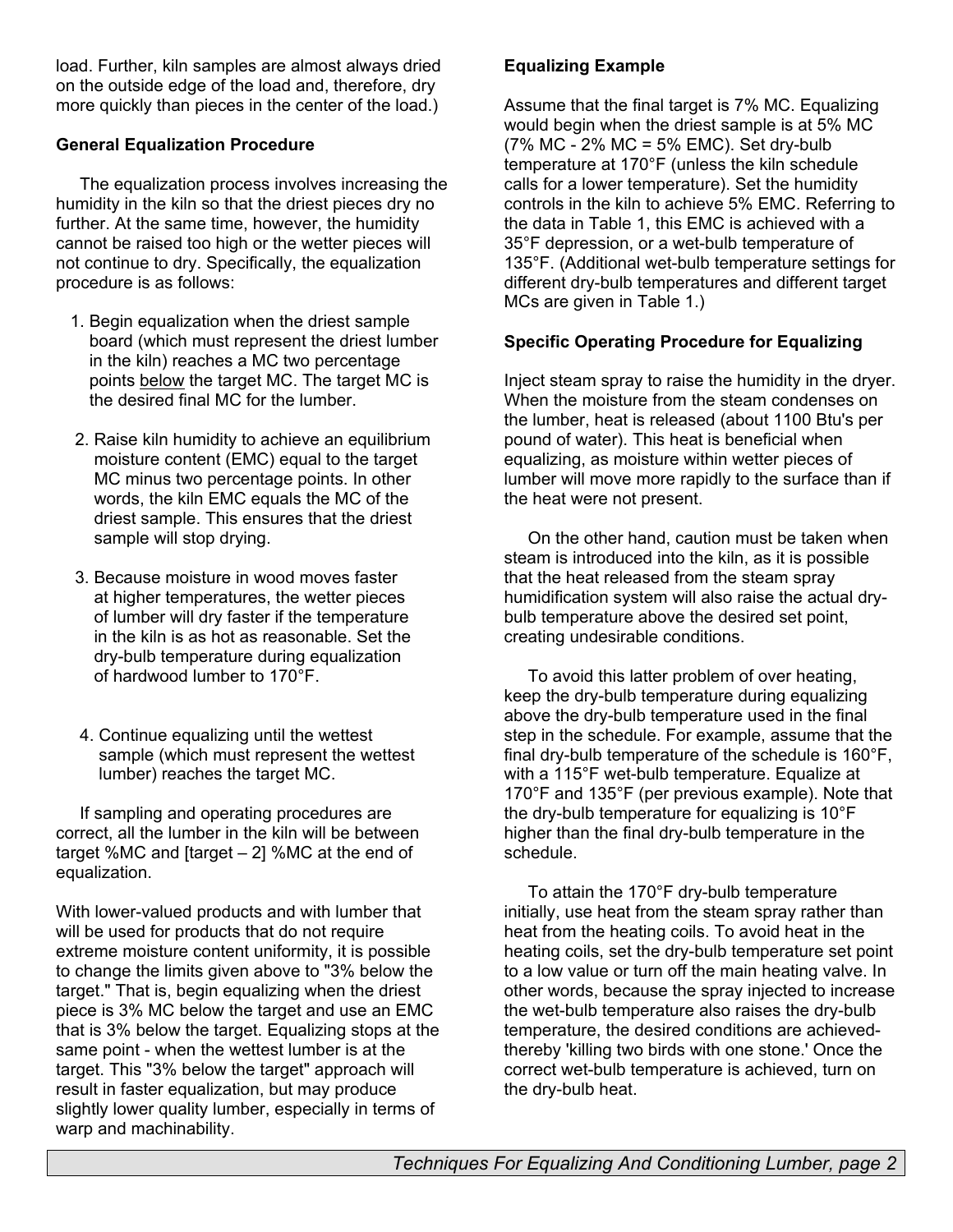load. Further, kiln samples are almost always dried on the outside edge of the load and, therefore, dry more quickly than pieces in the center of the load.)

**General Equalization Procedure**

The equalization process involves increasing the humidity in the kiln so that the driest pieces dry no further. At the same time, however, the humidity cannot be raised too high or the wetter pieces will not continue to dry. Specifically, the equalization procedure is as follows:

1. Begin equalization when the driest sample board (which must represent the driest lumber in the kiln) reaches a MC two percentage points below the target MC. The target MC is the desired final MC for the lumber.

2. Raise kiln humidity to achieve an equilibrium moisture content (EMC) equal to the target MC minus two percentage points. In other words, the kiln EMC equals the MC of the driest sample. This ensures that the driest sample will stop drying.

3. Because moisture in wood moves faster at higher temperatures, the wetter pieces of lumber will dry faster if the temperature in the kiln is as hot as reasonable. Set the dry-bulb temperature during equalization of hardwood lumber to 170°F.

4. Continue equalizing until the wettest sample (which must represent the wettest lumber) reaches the target MC.

If sampling and operating procedures are correct, all the lumber in the kiln will be between target %MC and [target – 2] %MC at the end of equalization.

With lower-valued products and with lumber that will be used for products that do not require extreme moisture content uniformity, it is possible to change the limits given above to "3% below the target." That is, begin equalizing when the driest piece is 3% MC below the target and use an EMC that is 3% below the target. Equalizing stops at the same point - when the wettest lumber is at the target. This "3% below the target" approach will result in faster equalization, but may produce slightly lower quality lumber, especially in terms of warp and machinability.

**Equalizing Example**

Assume that the final target is 7% MC. Equalizing would begin when the driest sample is at 5% MC (7% MC - 2% MC = 5% EMC). Set dry-bulb temperature at 170°F (unless the kiln schedule calls for a lower temperature). Set the humidity controls in the kiln to achieve 5% EMC. Referring to the data in Table 1, this EMC is achieved with a 35°F depression, or a wet-bulb temperature of 135°F. (Additional wet-bulb temperature settings for different dry-bulb temperatures and different target MCs are given in Table 1.)

**Specific Operating Procedure for Equalizing**

Inject steam spray to raise the humidity in the dryer. When the moisture from the steam condenses on the lumber, heat is released (about 1100 Btu's per pound of water). This heat is beneficial when equalizing, as moisture within wetter pieces of lumber will move more rapidly to the surface than if the heat were not present.

On the other hand, caution must be taken when steam is introduced into the kiln, as it is possible that the heat released from the steam spray humidification system will also raise the actual dry-bulb temperature above the desired set point, creating undesirable conditions.

To avoid this latter problem of over heating, keep the dry-bulb temperature during equalizing above the dry-bulb temperature used in the final step in the schedule. For example, assume that the final dry-bulb temperature of the schedule is 160°F, with a 115°F wet-bulb temperature. Equalize at 170°F and 135°F (per previous example). Note that the dry-bulb temperature for equalizing is 10°F higher than the final dry-bulb temperature in the schedule.

To attain the 170°F dry-bulb temperature initially, use heat from the steam spray rather than heat from the heating coils. To avoid heat in the heating coils, set the dry-bulb temperature set point to a low value or turn off the main heating valve. In other words, because the spray injected to increase the wet-bulb temperature also raises the dry-bulb temperature, the desired conditions are achieved- thereby 'killing two birds with one stone.' Once the correct wet-bulb temperature is achieved, turn on the dry-bulb heat.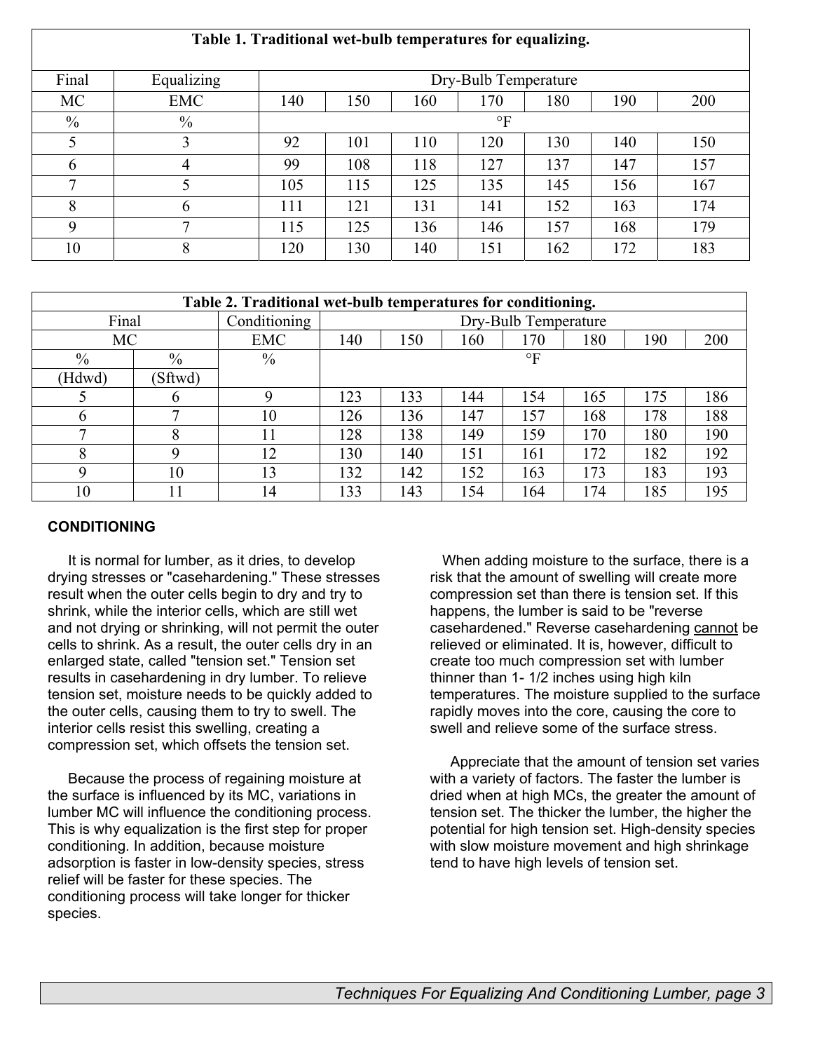**Table 1. Traditional wet-bulb temperatures for equalizing.**

| Final | Equalizing | Dry-Bulb Temperature | | | | | | |
|---|---|---|---|---|---|---|---|---|
| MC | EMC | 140 | 150 | 160 | 170 | 180 | 190 | 200 |
| % | % | °F | | | | | | |
| 5 | 3 | 92 | 101 | 110 | 120 | 130 | 140 | 150 |
| 6 | 4 | 99 | 108 | 118 | 127 | 137 | 147 | 157 |
| 7 | 5 | 105 | 115 | 125 | 135 | 145 | 156 | 167 |
| 8 | 6 | 111 | 121 | 131 | 141 | 152 | 163 | 174 |
| 9 | 7 | 115 | 125 | 136 | 146 | 157 | 168 | 179 |
| 10 | 8 | 120 | 130 | 140 | 151 | 162 | 172 | 183 |

**Table 2. Traditional wet-bulb temperatures for conditioning.**

| Final | | Conditioning | Dry-Bulb Temperature | | | | | | |
|---|---|---|---|---|---|---|---|---|---|
| MC | | EMC | 140 | 150 | 160 | 170 | 180 | 190 | 200 |
| % (Hdwd) | % (Sftwd) | % | °F | | | | | | |
| 5 | 6 | 9 | 123 | 133 | 144 | 154 | 165 | 175 | 186 |
| 6 | 7 | 10 | 126 | 136 | 147 | 157 | 168 | 178 | 188 |
| 7 | 8 | 11 | 128 | 138 | 149 | 159 | 170 | 180 | 190 |
| 8 | 9 | 12 | 130 | 140 | 151 | 161 | 172 | 182 | 192 |
| 9 | 10 | 13 | 132 | 142 | 152 | 163 | 173 | 183 | 193 |
| 10 | 11 | 14 | 133 | 143 | 154 | 164 | 174 | 185 | 195 |

## CONDITIONING

It is normal for lumber, as it dries, to develop drying stresses or "casehardening." These stresses result when the outer cells begin to dry and try to shrink, while the interior cells, which are still wet and not drying or shrinking, will not permit the outer cells to shrink. As a result, the outer cells dry in an enlarged state, called "tension set." Tension set results in casehardening in dry lumber. To relieve tension set, moisture needs to be quickly added to the outer cells, causing them to try to swell. The interior cells resist this swelling, creating a compression set, which offsets the tension set.

Because the process of regaining moisture at the surface is influenced by its MC, variations in lumber MC will influence the conditioning process. This is why equalization is the first step for proper conditioning. In addition, because moisture adsorption is faster in low-density species, stress relief will be faster for these species. The conditioning process will take longer for thicker species.

When adding moisture to the surface, there is a risk that the amount of swelling will create more compression set than there is tension set. If this happens, the lumber is said to be "reverse casehardened." Reverse casehardening cannot be relieved or eliminated. It is, however, difficult to create too much compression set with lumber thinner than 1- 1/2 inches using high kiln temperatures. The moisture supplied to the surface rapidly moves into the core, causing the core to swell and relieve some of the surface stress.

Appreciate that the amount of tension set varies with a variety of factors. The faster the lumber is dried when at high MCs, the greater the amount of tension set. The thicker the lumber, the higher the potential for high tension set. High-density species with slow moisture movement and high shrinkage tend to have high levels of tension set.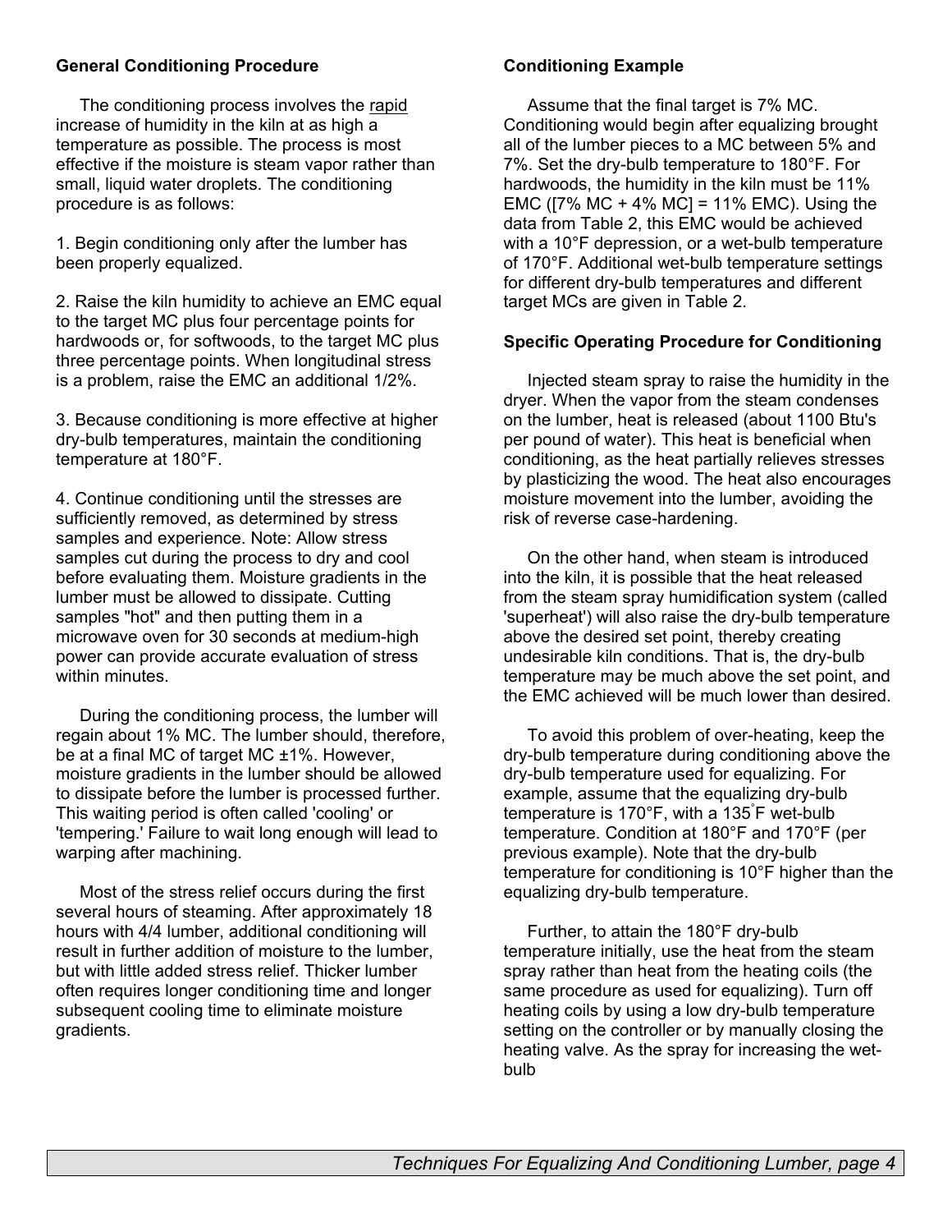### General Conditioning Procedure

The conditioning process involves the rapid increase of humidity in the kiln at as high a temperature as possible. The process is most effective if the moisture is steam vapor rather than small, liquid water droplets. The conditioning procedure is as follows:

1. Begin conditioning only after the lumber has been properly equalized.

2. Raise the kiln humidity to achieve an EMC equal to the target MC plus four percentage points for hardwoods or, for softwoods, to the target MC plus three percentage points. When longitudinal stress is a problem, raise the EMC an additional 1/2%.

3. Because conditioning is more effective at higher dry-bulb temperatures, maintain the conditioning temperature at 180°F.

4. Continue conditioning until the stresses are sufficiently removed, as determined by stress samples and experience. Note: Allow stress samples cut during the process to dry and cool before evaluating them. Moisture gradients in the lumber must be allowed to dissipate. Cutting samples "hot" and then putting them in a microwave oven for 30 seconds at medium-high power can provide accurate evaluation of stress within minutes.

During the conditioning process, the lumber will regain about 1% MC. The lumber should, therefore, be at a final MC of target MC ±1%. However, moisture gradients in the lumber should be allowed to dissipate before the lumber is processed further. This waiting period is often called 'cooling' or 'tempering.' Failure to wait long enough will lead to warping after machining.

Most of the stress relief occurs during the first several hours of steaming. After approximately 18 hours with 4/4 lumber, additional conditioning will result in further addition of moisture to the lumber, but with little added stress relief. Thicker lumber often requires longer conditioning time and longer subsequent cooling time to eliminate moisture gradients.

### Conditioning Example

Assume that the final target is 7% MC. Conditioning would begin after equalizing brought all of the lumber pieces to a MC between 5% and 7%. Set the dry-bulb temperature to 180°F. For hardwoods, the humidity in the kiln must be 11% EMC ([7% MC + 4% MC] = 11% EMC). Using the data from Table 2, this EMC would be achieved with a 10°F depression, or a wet-bulb temperature of 170°F. Additional wet-bulb temperature settings for different dry-bulb temperatures and different target MCs are given in Table 2.

### Specific Operating Procedure for Conditioning

Injected steam spray to raise the humidity in the dryer. When the vapor from the steam condenses on the lumber, heat is released (about 1100 Btu's per pound of water). This heat is beneficial when conditioning, as the heat partially relieves stresses by plasticizing the wood. The heat also encourages moisture movement into the lumber, avoiding the risk of reverse case-hardening.

On the other hand, when steam is introduced into the kiln, it is possible that the heat released from the steam spray humidification system (called 'superheat') will also raise the dry-bulb temperature above the desired set point, thereby creating undesirable kiln conditions. That is, the dry-bulb temperature may be much above the set point, and the EMC achieved will be much lower than desired.

To avoid this problem of over-heating, keep the dry-bulb temperature during conditioning above the dry-bulb temperature used for equalizing. For example, assume that the equalizing dry-bulb temperature is 170°F, with a 135°F wet-bulb temperature. Condition at 180°F and 170°F (per previous example). Note that the dry-bulb temperature for conditioning is 10°F higher than the equalizing dry-bulb temperature.

Further, to attain the 180°F dry-bulb temperature initially, use the heat from the steam spray rather than heat from the heating coils (the same procedure as used for equalizing). Turn off heating coils by using a low dry-bulb temperature setting on the controller or by manually closing the heating valve. As the spray for increasing the wet-bulb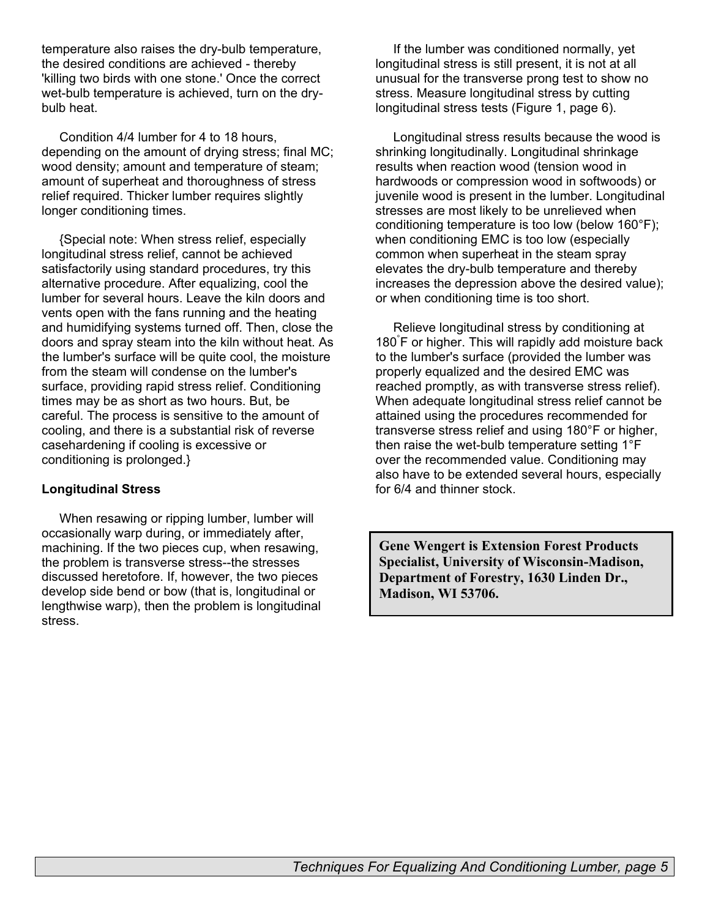temperature also raises the dry-bulb temperature, the desired conditions are achieved - thereby 'killing two birds with one stone.' Once the correct wet-bulb temperature is achieved, turn on the dry-bulb heat.

Condition 4/4 lumber for 4 to 18 hours, depending on the amount of drying stress; final MC; wood density; amount and temperature of steam; amount of superheat and thoroughness of stress relief required. Thicker lumber requires slightly longer conditioning times.

{Special note: When stress relief, especially longitudinal stress relief, cannot be achieved satisfactorily using standard procedures, try this alternative procedure. After equalizing, cool the lumber for several hours. Leave the kiln doors and vents open with the fans running and the heating and humidifying systems turned off. Then, close the doors and spray steam into the kiln without heat. As the lumber's surface will be quite cool, the moisture from the steam will condense on the lumber's surface, providing rapid stress relief. Conditioning times may be as short as two hours. But, be careful. The process is sensitive to the amount of cooling, and there is a substantial risk of reverse casehardening if cooling is excessive or conditioning is prolonged.}

**Longitudinal Stress**

When resawing or ripping lumber, lumber will occasionally warp during, or immediately after, machining. If the two pieces cup, when resawing, the problem is transverse stress--the stresses discussed heretofore. If, however, the two pieces develop side bend or bow (that is, longitudinal or lengthwise warp), then the problem is longitudinal stress.

If the lumber was conditioned normally, yet longitudinal stress is still present, it is not at all unusual for the transverse prong test to show no stress. Measure longitudinal stress by cutting longitudinal stress tests (Figure 1, page 6).

Longitudinal stress results because the wood is shrinking longitudinally. Longitudinal shrinkage results when reaction wood (tension wood in hardwoods or compression wood in softwoods) or juvenile wood is present in the lumber. Longitudinal stresses are most likely to be unrelieved when conditioning temperature is too low (below 160°F); when conditioning EMC is too low (especially common when superheat in the steam spray elevates the dry-bulb temperature and thereby increases the depression above the desired value); or when conditioning time is too short.

Relieve longitudinal stress by conditioning at 180°F or higher. This will rapidly add moisture back to the lumber's surface (provided the lumber was properly equalized and the desired EMC was reached promptly, as with transverse stress relief). When adequate longitudinal stress relief cannot be attained using the procedures recommended for transverse stress relief and using 180°F or higher, then raise the wet-bulb temperature setting 1°F over the recommended value. Conditioning may also have to be extended several hours, especially for 6/4 and thinner stock.

**Gene Wengert is Extension Forest Products Specialist, University of Wisconsin-Madison, Department of Forestry, 1630 Linden Dr., Madison, WI 53706.**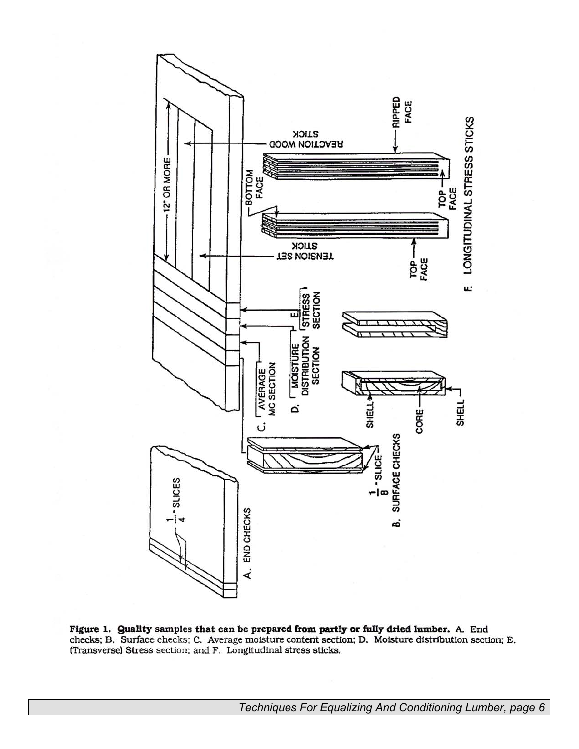A. END CHECKS

$\frac{1}{4}$" SLICES

B. SURFACE CHECKS

$\frac{1}{8}$" SLICE

C. AVERAGE MC SECTION

D. MOISTURE DISTRIBUTION SECTION

SHELL

CORE

SHELL

E. STRESS SECTION

12" OR MORE

TENSION SET STICK

REACTION WOOD STICK

BOTTOM FACE

TOP FACE

TOP FACE

RIPPED FACE

F. LONGITUDINAL STRESS STICKS

**Figure 1. Quality samples that can be prepared from partly or fully dried lumber.** A. End checks; B. Surface checks; C. Average moisture content section; D. Moisture distribution section; E. (Transverse) Stress section; and F. Longitudinal stress sticks.